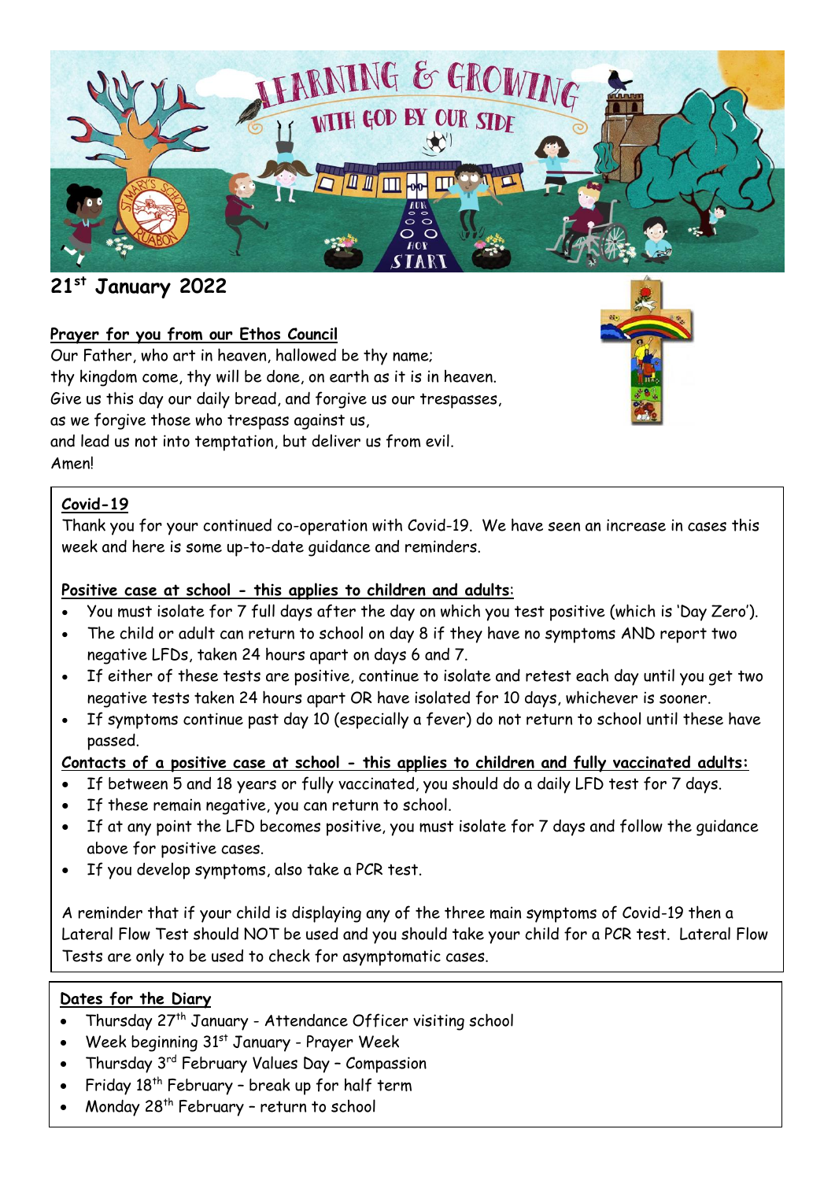# 21st January 2022

## Prayer for you from our Ethos Council

Our Father, who art in heaven, hallowed be thy name;
thy kingdom come, thy will be done, on earth as it is in heaven.
Give us this day our daily bread, and forgive us our trespasses,
as we forgive those who trespass against us,
and lead us not into temptation, but deliver us from evil.
Amen!

## Covid-19

Thank you for your continued co-operation with Covid-19. We have seen an increase in cases this week and here is some up-to-date guidance and reminders.

**Positive case at school - this applies to children and adults:**

- You must isolate for 7 full days after the day on which you test positive (which is 'Day Zero').
- The child or adult can return to school on day 8 if they have no symptoms AND report two negative LFDs, taken 24 hours apart on days 6 and 7.
- If either of these tests are positive, continue to isolate and retest each day until you get two negative tests taken 24 hours apart OR have isolated for 10 days, whichever is sooner.
- If symptoms continue past day 10 (especially a fever) do not return to school until these have passed.

**Contacts of a positive case at school - this applies to children and fully vaccinated adults:**

- If between 5 and 18 years or fully vaccinated, you should do a daily LFD test for 7 days.
- If these remain negative, you can return to school.
- If at any point the LFD becomes positive, you must isolate for 7 days and follow the guidance above for positive cases.
- If you develop symptoms, also take a PCR test.

A reminder that if your child is displaying any of the three main symptoms of Covid-19 then a Lateral Flow Test should NOT be used and you should take your child for a PCR test. Lateral Flow Tests are only to be used to check for asymptomatic cases.

## Dates for the Diary

- Thursday 27th January - Attendance Officer visiting school
- Week beginning 31st January - Prayer Week
- Thursday 3rd February Values Day – Compassion
- Friday 18th February – break up for half term
- Monday 28th February – return to school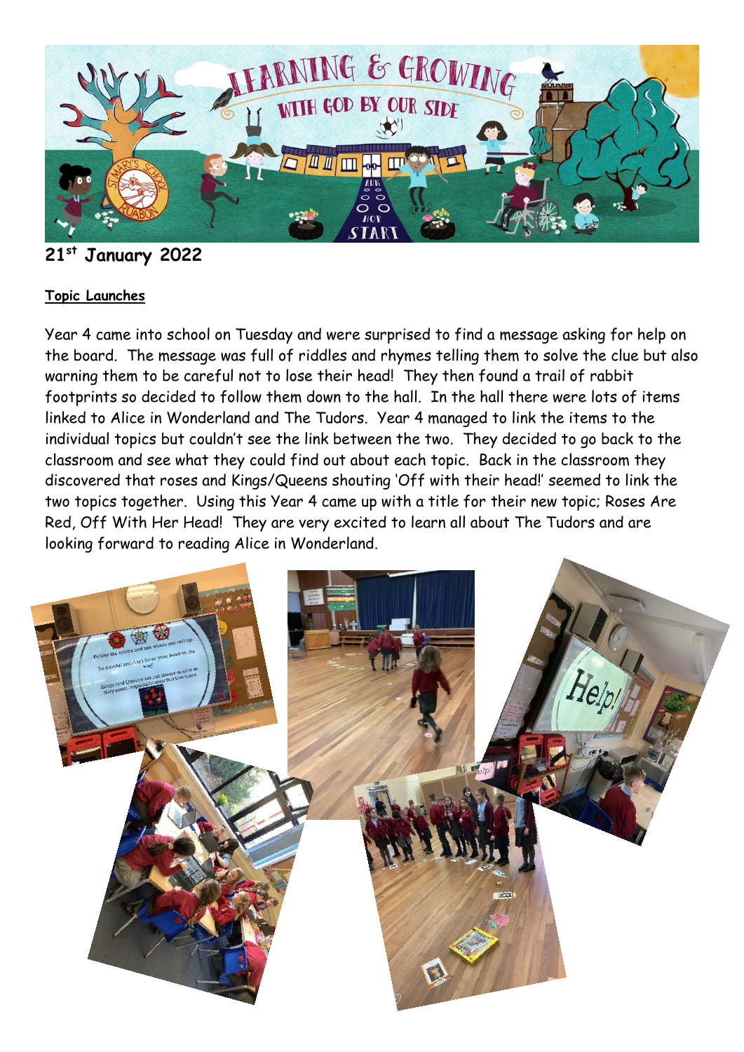**21st January 2022**

**Topic Launches**

Year 4 came into school on Tuesday and were surprised to find a message asking for help on the board. The message was full of riddles and rhymes telling them to solve the clue but also warning them to be careful not to lose their head! They then found a trail of rabbit footprints so decided to follow them down to the hall. In the hall there were lots of items linked to Alice in Wonderland and The Tudors. Year 4 managed to link the items to the individual topics but couldn't see the link between the two. They decided to go back to the classroom and see what they could find out about each topic. Back in the classroom they discovered that roses and Kings/Queens shouting 'Off with their head!' seemed to link the two topics together. Using this Year 4 came up with a title for their new topic; Roses Are Red, Off With Her Head! They are very excited to learn all about The Tudors and are looking forward to reading Alice in Wonderland.